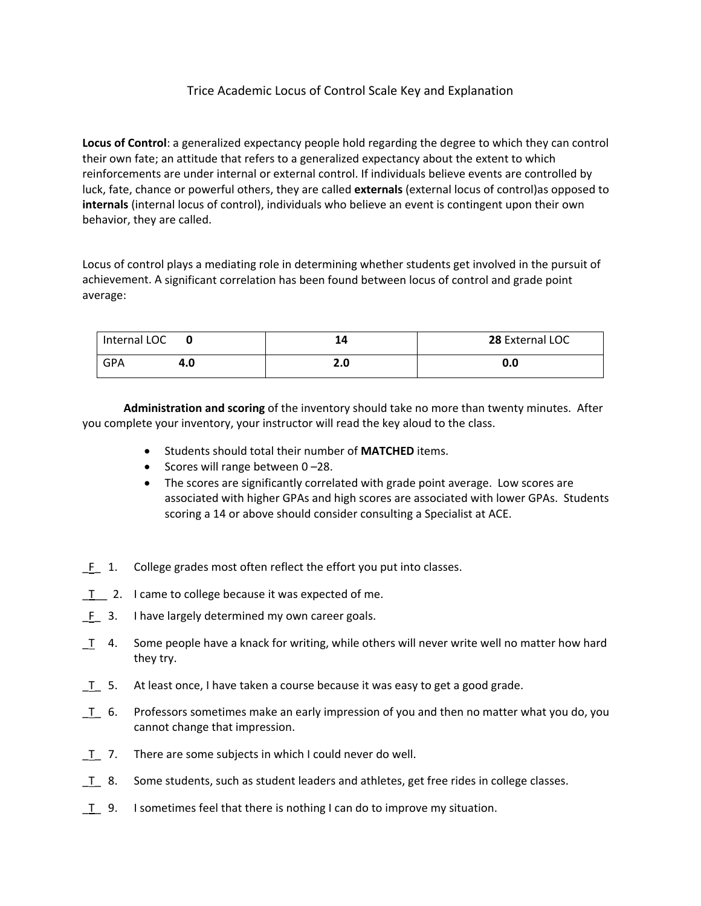# Trice Academic Locus of Control Scale Key and Explanation

**Locus of Control**: a generalized expectancy people hold regarding the degree to which they can control their own fate; an attitude that refers to a generalized expectancy about the extent to which reinforcements are under internal or external control. If individuals believe events are controlled by luck, fate, chance or powerful others, they are called **externals** (external locus of control)as opposed to **internals** (internal locus of control), individuals who believe an event is contingent upon their own behavior, they are called.

Locus of control plays a mediating role in determining whether students get involved in the pursuit of achievement. A significant correlation has been found between locus of control and grade point average:

| Internal LOC **0** | **14** | **28** External LOC |
|---|---|---|
| GPA **4.0** | **2.0** | **0.0** |

**Administration and scoring** of the inventory should take no more than twenty minutes. After you complete your inventory, your instructor will read the key aloud to the class.

- Students should total their number of **MATCHED** items.
- Scores will range between 0 –28.
- The scores are significantly correlated with grade point average. Low scores are associated with higher GPAs and high scores are associated with lower GPAs. Students scoring a 14 or above should consider consulting a Specialist at ACE.

_F_ 1. College grades most often reflect the effort you put into classes.

_T_ 2. I came to college because it was expected of me.

_F_ 3. I have largely determined my own career goals.

_T_ 4. Some people have a knack for writing, while others will never write well no matter how hard they try.

_T_ 5. At least once, I have taken a course because it was easy to get a good grade.

_T_ 6. Professors sometimes make an early impression of you and then no matter what you do, you cannot change that impression.

_T_ 7. There are some subjects in which I could never do well.

_T_ 8. Some students, such as student leaders and athletes, get free rides in college classes.

_T_ 9. I sometimes feel that there is nothing I can do to improve my situation.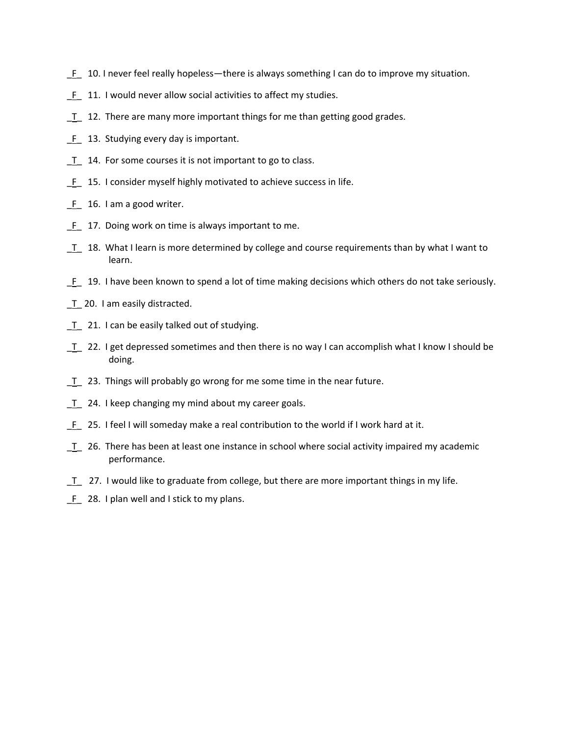_F_ 10. I never feel really hopeless—there is always something I can do to improve my situation.

_F_ 11. I would never allow social activities to affect my studies.

_T_ 12. There are many more important things for me than getting good grades.

_F_ 13. Studying every day is important.

_T_ 14. For some courses it is not important to go to class.

_F_ 15. I consider myself highly motivated to achieve success in life.

_F_ 16. I am a good writer.

_F_ 17. Doing work on time is always important to me.

_T_ 18. What I learn is more determined by college and course requirements than by what I want to learn.

_F_ 19. I have been known to spend a lot of time making decisions which others do not take seriously.

_T_ 20. I am easily distracted.

_T_ 21. I can be easily talked out of studying.

_T_ 22. I get depressed sometimes and then there is no way I can accomplish what I know I should be doing.

_T_ 23. Things will probably go wrong for me some time in the near future.

_T_ 24. I keep changing my mind about my career goals.

_F_ 25. I feel I will someday make a real contribution to the world if I work hard at it.

_T_ 26. There has been at least one instance in school where social activity impaired my academic performance.

_T_ 27. I would like to graduate from college, but there are more important things in my life.

_F_ 28. I plan well and I stick to my plans.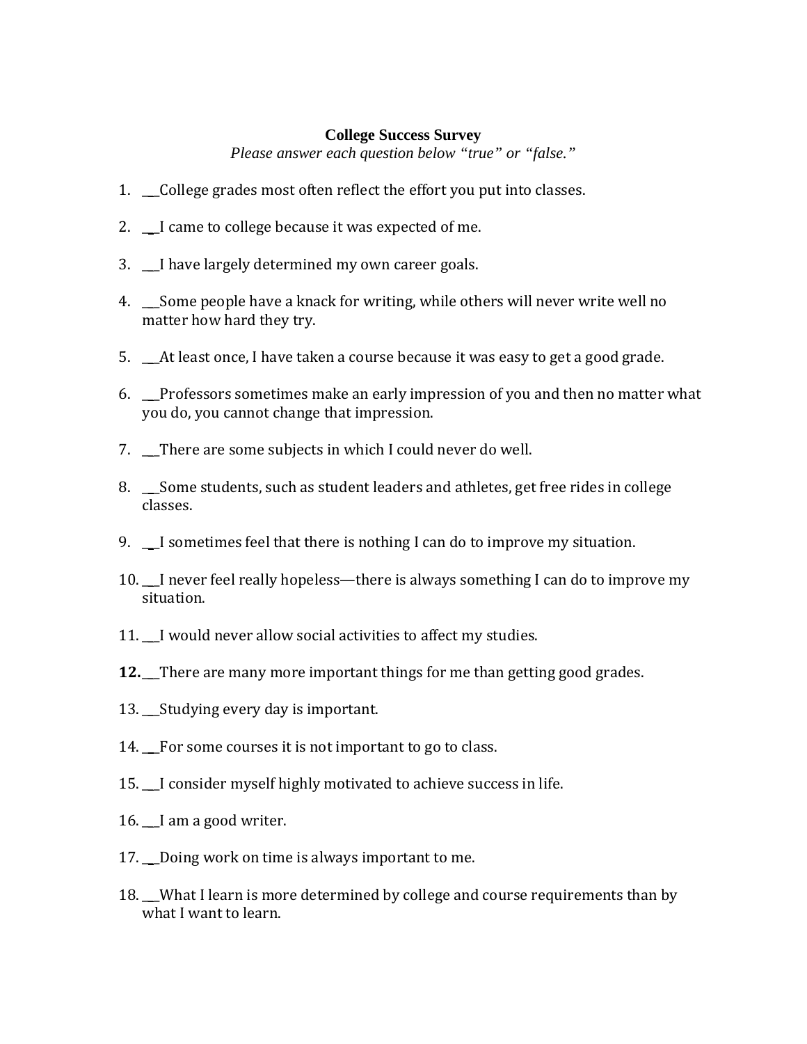**College Success Survey**

*Please answer each question below "true" or "false."*

1. ___College grades most often reflect the effort you put into classes.

2. ___I came to college because it was expected of me.

3. ___I have largely determined my own career goals.

4. ___Some people have a knack for writing, while others will never write well no matter how hard they try.

5. ___At least once, I have taken a course because it was easy to get a good grade.

6. ___Professors sometimes make an early impression of you and then no matter what you do, you cannot change that impression.

7. ___There are some subjects in which I could never do well.

8. ___Some students, such as student leaders and athletes, get free rides in college classes.

9. ___I sometimes feel that there is nothing I can do to improve my situation.

10. ___I never feel really hopeless—there is always something I can do to improve my situation.

11. ___I would never allow social activities to affect my studies.

12. ___There are many more important things for me than getting good grades.

13. ___Studying every day is important.

14. ___For some courses it is not important to go to class.

15. ___I consider myself highly motivated to achieve success in life.

16. ___I am a good writer.

17. ___Doing work on time is always important to me.

18. ___What I learn is more determined by college and course requirements than by what I want to learn.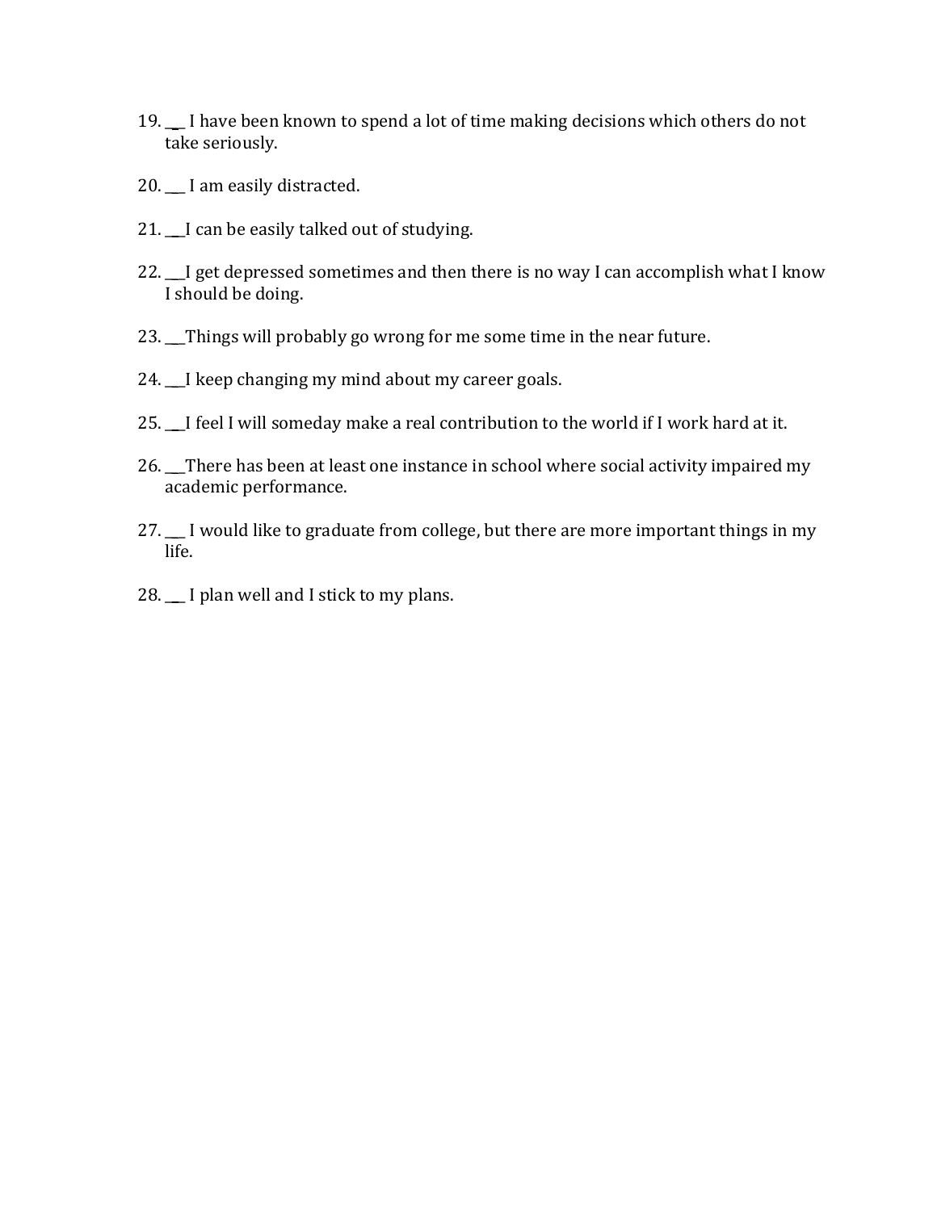19. __ I have been known to spend a lot of time making decisions which others do not take seriously.

20. ___ I am easily distracted.

21. ___I can be easily talked out of studying.

22. ___I get depressed sometimes and then there is no way I can accomplish what I know I should be doing.

23. ___Things will probably go wrong for me some time in the near future.

24. ___I keep changing my mind about my career goals.

25. ___I feel I will someday make a real contribution to the world if I work hard at it.

26. ___There has been at least one instance in school where social activity impaired my academic performance.

27. ___ I would like to graduate from college, but there are more important things in my life.

28. ___ I plan well and I stick to my plans.